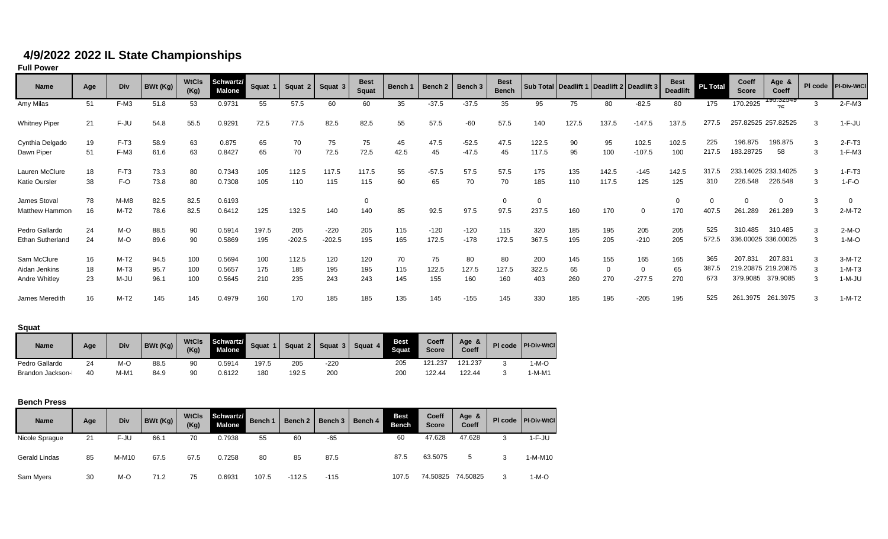# 4/9/2022 2022 IL State Championships

### Full Power

| Name | Age | Div | BWt (Kg) | WtCls (Kg) | Schwartz/ Malone | Squat 1 | Squat 2 | Squat 3 | Best Squat | Bench 1 | Bench 2 | Bench 3 | Best Bench | Sub Total | Deadlift 1 | Deadlift 2 | Deadlift 3 | Best Deadlift | PL Total | Coeff Score | Age & Coeff | Pl code | Pl-Div-WtCl |
|---|---|---|---|---|---|---|---|---|---|---|---|---|---|---|---|---|---|---|---|---|---|---|---|
| Amy Milas | 51 | F-M3 | 51.8 | 53 | 0.9731 | 55 | 57.5 | 60 | 60 | 35 | -37.5 | -37.5 | 35 | 95 | 75 | 80 | -82.5 | 80 | 175 | 170.2925 | 195.32549 75 | 3 | 2-F-M3 |
| Whitney Piper | 21 | F-JU | 54.8 | 55.5 | 0.9291 | 72.5 | 77.5 | 82.5 | 82.5 | 55 | 57.5 | -60 | 57.5 | 140 | 127.5 | 137.5 | -147.5 | 137.5 | 277.5 | 257.82525 | 257.82525 | 3 | 1-F-JU |
| Cynthia Delgado | 19 | F-T3 | 58.9 | 63 | 0.875 | 65 | 70 | 75 | 75 | 45 | 47.5 | -52.5 | 47.5 | 122.5 | 90 | 95 | 102.5 | 102.5 | 225 | 196.875 | 196.875 | 3 | 2-F-T3 |
| Dawn Piper | 51 | F-M3 | 61.6 | 63 | 0.8427 | 65 | 70 | 72.5 | 72.5 | 42.5 | 45 | -47.5 | 45 | 117.5 | 95 | 100 | -107.5 | 100 | 217.5 | 183.28725 | 58 | 3 | 1-F-M3 |
| Lauren McClure | 18 | F-T3 | 73.3 | 80 | 0.7343 | 105 | 112.5 | 117.5 | 117.5 | 55 | -57.5 | 57.5 | 57.5 | 175 | 135 | 142.5 | -145 | 142.5 | 317.5 | 233.14025 | 233.14025 | 3 | 1-F-T3 |
| Katie Oursler | 38 | F-O | 73.8 | 80 | 0.7308 | 105 | 110 | 115 | 115 | 60 | 65 | 70 | 70 | 185 | 110 | 117.5 | 125 | 125 | 310 | 226.548 | 226.548 | 3 | 1-F-O |
| James Stoval | 78 | M-M8 | 82.5 | 82.5 | 0.6193 | | | | 0 | | | | 0 | 0 | | | | 0 | 0 | 0 | 0 | 3 | 0 |
| Matthew Hammon | 16 | M-T2 | 78.6 | 82.5 | 0.6412 | 125 | 132.5 | 140 | 140 | 85 | 92.5 | 97.5 | 97.5 | 237.5 | 160 | 170 | 0 | 170 | 407.5 | 261.289 | 261.289 | 3 | 2-M-T2 |
| Pedro Gallardo | 24 | M-O | 88.5 | 90 | 0.5914 | 197.5 | 205 | -220 | 205 | 115 | -120 | -120 | 115 | 320 | 185 | 195 | 205 | 205 | 525 | 310.485 | 310.485 | 3 | 2-M-O |
| Ethan Sutherland | 24 | M-O | 89.6 | 90 | 0.5869 | 195 | -202.5 | -202.5 | 195 | 165 | 172.5 | -178 | 172.5 | 367.5 | 195 | 205 | -210 | 205 | 572.5 | 336.00025 | 336.00025 | 3 | 1-M-O |
| Sam McClure | 16 | M-T2 | 94.5 | 100 | 0.5694 | 100 | 112.5 | 120 | 120 | 70 | 75 | 80 | 80 | 200 | 145 | 155 | 165 | 165 | 365 | 207.831 | 207.831 | 3 | 3-M-T2 |
| Aidan Jenkins | 18 | M-T3 | 95.7 | 100 | 0.5657 | 175 | 185 | 195 | 195 | 115 | 122.5 | 127.5 | 127.5 | 322.5 | 65 | 0 | 0 | 65 | 387.5 | 219.20875 | 219.20875 | 3 | 1-M-T3 |
| Andre Whitley | 23 | M-JU | 96.1 | 100 | 0.5645 | 210 | 235 | 243 | 243 | 145 | 155 | 160 | 160 | 403 | 260 | 270 | -277.5 | 270 | 673 | 379.9085 | 379.9085 | 3 | 1-M-JU |
| James Meredith | 16 | M-T2 | 145 | 145 | 0.4979 | 160 | 170 | 185 | 185 | 135 | 145 | -155 | 145 | 330 | 185 | 195 | -205 | 195 | 525 | 261.3975 | 261.3975 | 3 | 1-M-T2 |

### Squat

| Name | Age | Div | BWt (Kg) | WtCls (Kg) | Schwartz/ Malone | Squat 1 | Squat 2 | Squat 3 | Squat 4 | Best Squat | Coeff Score | Age & Coeff | Pl code | Pl-Div-WtCl |
|---|---|---|---|---|---|---|---|---|---|---|---|---|---|---|
| Pedro Gallardo | 24 | M-O | 88.5 | 90 | 0.5914 | 197.5 | 205 | -220 | | 205 | 121.237 | 121.237 | 3 | 1-M-O |
| Brandon Jackson-l | 40 | M-M1 | 84.9 | 90 | 0.6122 | 180 | 192.5 | 200 | | 200 | 122.44 | 122.44 | 3 | 1-M-M1 |

### Bench Press

| Name | Age | Div | BWt (Kg) | WtCls (Kg) | Schwartz/ Malone | Bench 1 | Bench 2 | Bench 3 | Bench 4 | Best Bench | Coeff Score | Age & Coeff | Pl code | Pl-Div-WtCl |
|---|---|---|---|---|---|---|---|---|---|---|---|---|---|---|
| Nicole Sprague | 21 | F-JU | 66.1 | 70 | 0.7938 | 55 | 60 | -65 | | 60 | 47.628 | 47.628 | 3 | 1-F-JU |
| Gerald Lindas | 85 | M-M10 | 67.5 | 67.5 | 0.7258 | 80 | 85 | 87.5 | | 87.5 | 63.5075 | 5 | 3 | 1-M-M10 |
| Sam Myers | 30 | M-O | 71.2 | 75 | 0.6931 | 107.5 | -112.5 | -115 | | 107.5 | 74.50825 | 74.50825 | 3 | 1-M-O |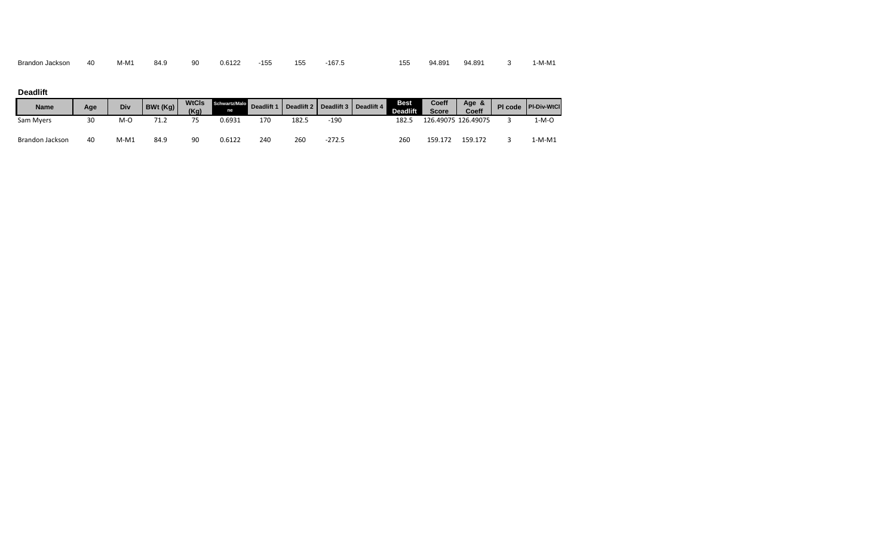| | | | | | | | | | | | | | | |
|---|---|---|---|---|---|---|---|---|---|---|---|---|---|---|
| Brandon Jackson | 40 | M-M1 | 84.9 | 90 | 0.6122 | -155 | 155 | -167.5 | | 155 | 94.891 | 94.891 | 3 | 1-M-M1 |

**Deadlift**

| Name | Age | Div | BWt (Kg) | WtCls (Kg) | Schwartz/Malone | Deadlift 1 | Deadlift 2 | Deadlift 3 | Deadlift 4 | Best Deadlift | Coeff Score | Age & Coeff | Pl code | Pl-Div-WtCl |
|---|---|---|---|---|---|---|---|---|---|---|---|---|---|---|
| Sam Myers | 30 | M-O | 71.2 | 75 | 0.6931 | 170 | 182.5 | -190 | | 182.5 | 126.49075 | 126.49075 | 3 | 1-M-O |
| Brandon Jackson | 40 | M-M1 | 84.9 | 90 | 0.6122 | 240 | 260 | -272.5 | | 260 | 159.172 | 159.172 | 3 | 1-M-M1 |